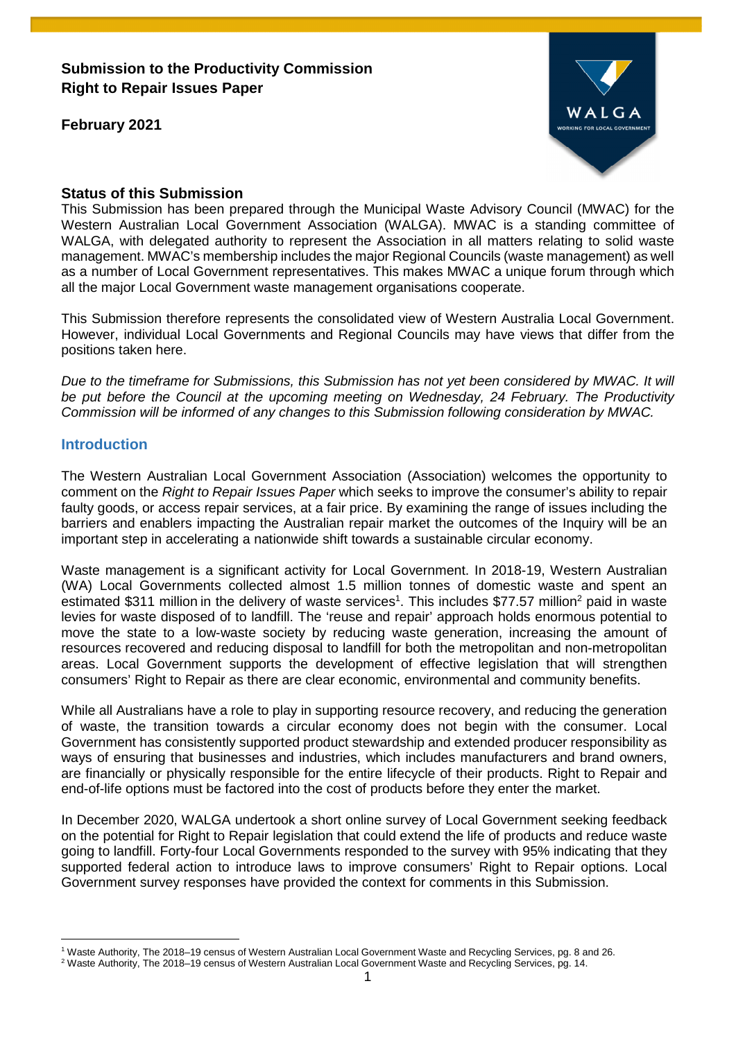**Submission to the Productivity Commission**
**Right to Repair Issues Paper**

**February 2021**

## Status of this Submission

This Submission has been prepared through the Municipal Waste Advisory Council (MWAC) for the Western Australian Local Government Association (WALGA). MWAC is a standing committee of WALGA, with delegated authority to represent the Association in all matters relating to solid waste management. MWAC's membership includes the major Regional Councils (waste management) as well as a number of Local Government representatives. This makes MWAC a unique forum through which all the major Local Government waste management organisations cooperate.

This Submission therefore represents the consolidated view of Western Australia Local Government. However, individual Local Governments and Regional Councils may have views that differ from the positions taken here.

*Due to the timeframe for Submissions, this Submission has not yet been considered by MWAC. It will be put before the Council at the upcoming meeting on Wednesday, 24 February. The Productivity Commission will be informed of any changes to this Submission following consideration by MWAC.*

## Introduction

The Western Australian Local Government Association (Association) welcomes the opportunity to comment on the *Right to Repair Issues Paper* which seeks to improve the consumer's ability to repair faulty goods, or access repair services, at a fair price. By examining the range of issues including the barriers and enablers impacting the Australian repair market the outcomes of the Inquiry will be an important step in accelerating a nationwide shift towards a sustainable circular economy.

Waste management is a significant activity for Local Government. In 2018-19, Western Australian (WA) Local Governments collected almost 1.5 million tonnes of domestic waste and spent an estimated $311 million in the delivery of waste services[1]. This includes $77.57 million[2] paid in waste levies for waste disposed of to landfill. The 'reuse and repair' approach holds enormous potential to move the state to a low-waste society by reducing waste generation, increasing the amount of resources recovered and reducing disposal to landfill for both the metropolitan and non-metropolitan areas. Local Government supports the development of effective legislation that will strengthen consumers' Right to Repair as there are clear economic, environmental and community benefits.

While all Australians have a role to play in supporting resource recovery, and reducing the generation of waste, the transition towards a circular economy does not begin with the consumer. Local Government has consistently supported product stewardship and extended producer responsibility as ways of ensuring that businesses and industries, which includes manufacturers and brand owners, are financially or physically responsible for the entire lifecycle of their products. Right to Repair and end-of-life options must be factored into the cost of products before they enter the market.

In December 2020, WALGA undertook a short online survey of Local Government seeking feedback on the potential for Right to Repair legislation that could extend the life of products and reduce waste going to landfill. Forty-four Local Governments responded to the survey with 95% indicating that they supported federal action to introduce laws to improve consumers' Right to Repair options. Local Government survey responses have provided the context for comments in this Submission.

---

[1] Waste Authority, The 2018–19 census of Western Australian Local Government Waste and Recycling Services, pg. 8 and 26.

[2] Waste Authority, The 2018–19 census of Western Australian Local Government Waste and Recycling Services, pg. 14.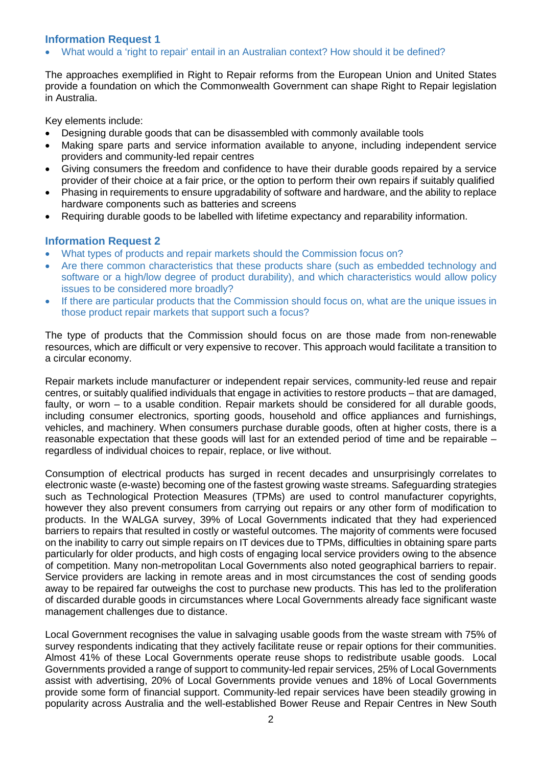### Information Request 1

- What would a 'right to repair' entail in an Australian context? How should it be defined?

The approaches exemplified in Right to Repair reforms from the European Union and United States provide a foundation on which the Commonwealth Government can shape Right to Repair legislation in Australia.

Key elements include:

- Designing durable goods that can be disassembled with commonly available tools
- Making spare parts and service information available to anyone, including independent service providers and community-led repair centres
- Giving consumers the freedom and confidence to have their durable goods repaired by a service provider of their choice at a fair price, or the option to perform their own repairs if suitably qualified
- Phasing in requirements to ensure upgradability of software and hardware, and the ability to replace hardware components such as batteries and screens
- Requiring durable goods to be labelled with lifetime expectancy and reparability information.

### Information Request 2

- What types of products and repair markets should the Commission focus on?
- Are there common characteristics that these products share (such as embedded technology and software or a high/low degree of product durability), and which characteristics would allow policy issues to be considered more broadly?
- If there are particular products that the Commission should focus on, what are the unique issues in those product repair markets that support such a focus?

The type of products that the Commission should focus on are those made from non-renewable resources, which are difficult or very expensive to recover. This approach would facilitate a transition to a circular economy.

Repair markets include manufacturer or independent repair services, community-led reuse and repair centres, or suitably qualified individuals that engage in activities to restore products – that are damaged, faulty, or worn – to a usable condition. Repair markets should be considered for all durable goods, including consumer electronics, sporting goods, household and office appliances and furnishings, vehicles, and machinery. When consumers purchase durable goods, often at higher costs, there is a reasonable expectation that these goods will last for an extended period of time and be repairable – regardless of individual choices to repair, replace, or live without.

Consumption of electrical products has surged in recent decades and unsurprisingly correlates to electronic waste (e-waste) becoming one of the fastest growing waste streams. Safeguarding strategies such as Technological Protection Measures (TPMs) are used to control manufacturer copyrights, however they also prevent consumers from carrying out repairs or any other form of modification to products. In the WALGA survey, 39% of Local Governments indicated that they had experienced barriers to repairs that resulted in costly or wasteful outcomes. The majority of comments were focused on the inability to carry out simple repairs on IT devices due to TPMs, difficulties in obtaining spare parts particularly for older products, and high costs of engaging local service providers owing to the absence of competition. Many non-metropolitan Local Governments also noted geographical barriers to repair. Service providers are lacking in remote areas and in most circumstances the cost of sending goods away to be repaired far outweighs the cost to purchase new products. This has led to the proliferation of discarded durable goods in circumstances where Local Governments already face significant waste management challenges due to distance.

Local Government recognises the value in salvaging usable goods from the waste stream with 75% of survey respondents indicating that they actively facilitate reuse or repair options for their communities. Almost 41% of these Local Governments operate reuse shops to redistribute usable goods. Local Governments provided a range of support to community-led repair services, 25% of Local Governments assist with advertising, 20% of Local Governments provide venues and 18% of Local Governments provide some form of financial support. Community-led repair services have been steadily growing in popularity across Australia and the well-established Bower Reuse and Repair Centres in New South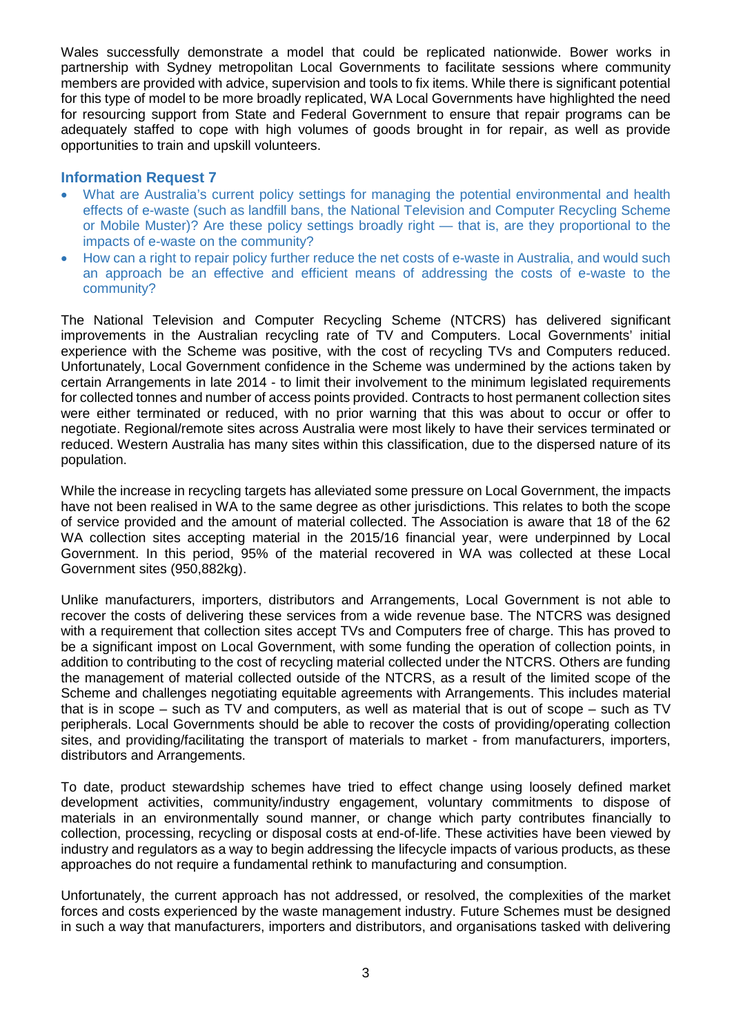Wales successfully demonstrate a model that could be replicated nationwide. Bower works in partnership with Sydney metropolitan Local Governments to facilitate sessions where community members are provided with advice, supervision and tools to fix items. While there is significant potential for this type of model to be more broadly replicated, WA Local Governments have highlighted the need for resourcing support from State and Federal Government to ensure that repair programs can be adequately staffed to cope with high volumes of goods brought in for repair, as well as provide opportunities to train and upskill volunteers.

### Information Request 7

- What are Australia's current policy settings for managing the potential environmental and health effects of e-waste (such as landfill bans, the National Television and Computer Recycling Scheme or Mobile Muster)? Are these policy settings broadly right — that is, are they proportional to the impacts of e-waste on the community?
- How can a right to repair policy further reduce the net costs of e-waste in Australia, and would such an approach be an effective and efficient means of addressing the costs of e-waste to the community?

The National Television and Computer Recycling Scheme (NTCRS) has delivered significant improvements in the Australian recycling rate of TV and Computers. Local Governments' initial experience with the Scheme was positive, with the cost of recycling TVs and Computers reduced. Unfortunately, Local Government confidence in the Scheme was undermined by the actions taken by certain Arrangements in late 2014 - to limit their involvement to the minimum legislated requirements for collected tonnes and number of access points provided. Contracts to host permanent collection sites were either terminated or reduced, with no prior warning that this was about to occur or offer to negotiate. Regional/remote sites across Australia were most likely to have their services terminated or reduced. Western Australia has many sites within this classification, due to the dispersed nature of its population.

While the increase in recycling targets has alleviated some pressure on Local Government, the impacts have not been realised in WA to the same degree as other jurisdictions. This relates to both the scope of service provided and the amount of material collected. The Association is aware that 18 of the 62 WA collection sites accepting material in the 2015/16 financial year, were underpinned by Local Government. In this period, 95% of the material recovered in WA was collected at these Local Government sites (950,882kg).

Unlike manufacturers, importers, distributors and Arrangements, Local Government is not able to recover the costs of delivering these services from a wide revenue base. The NTCRS was designed with a requirement that collection sites accept TVs and Computers free of charge. This has proved to be a significant impost on Local Government, with some funding the operation of collection points, in addition to contributing to the cost of recycling material collected under the NTCRS. Others are funding the management of material collected outside of the NTCRS, as a result of the limited scope of the Scheme and challenges negotiating equitable agreements with Arrangements. This includes material that is in scope – such as TV and computers, as well as material that is out of scope – such as TV peripherals. Local Governments should be able to recover the costs of providing/operating collection sites, and providing/facilitating the transport of materials to market - from manufacturers, importers, distributors and Arrangements.

To date, product stewardship schemes have tried to effect change using loosely defined market development activities, community/industry engagement, voluntary commitments to dispose of materials in an environmentally sound manner, or change which party contributes financially to collection, processing, recycling or disposal costs at end-of-life. These activities have been viewed by industry and regulators as a way to begin addressing the lifecycle impacts of various products, as these approaches do not require a fundamental rethink to manufacturing and consumption.

Unfortunately, the current approach has not addressed, or resolved, the complexities of the market forces and costs experienced by the waste management industry. Future Schemes must be designed in such a way that manufacturers, importers and distributors, and organisations tasked with delivering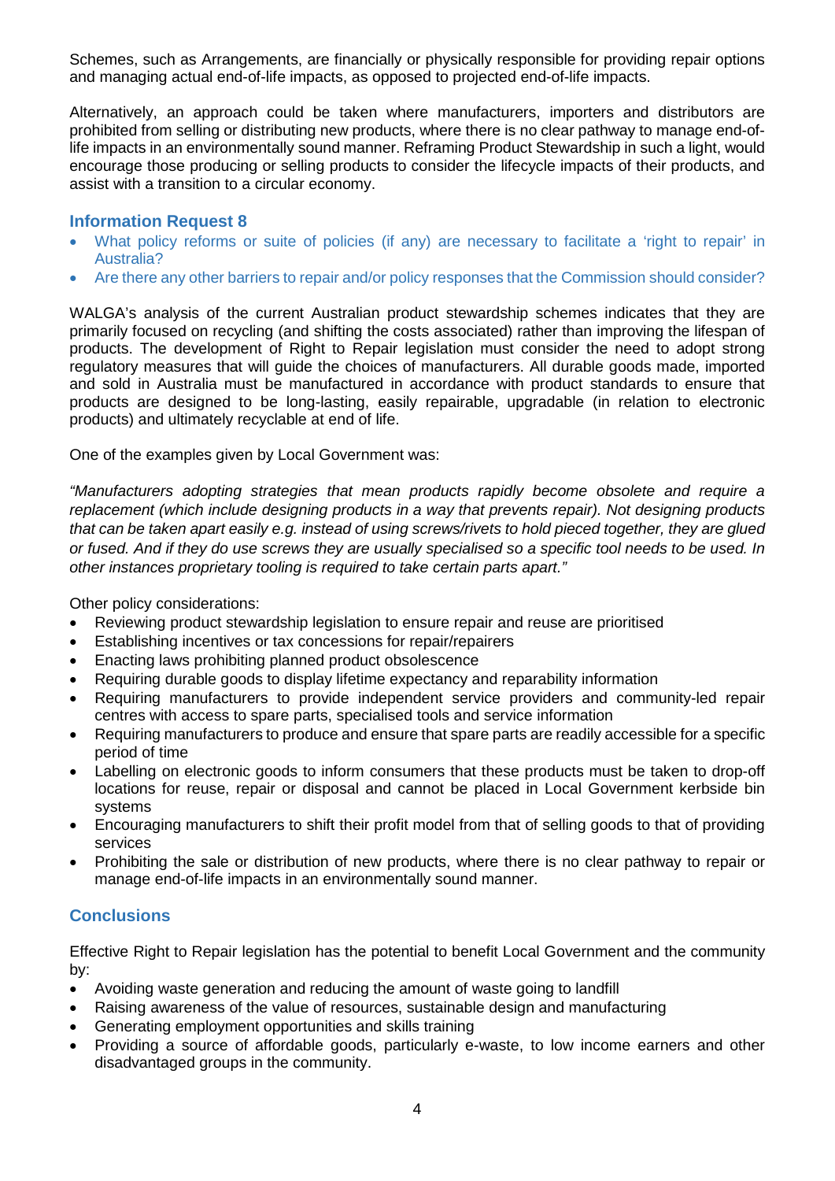Schemes, such as Arrangements, are financially or physically responsible for providing repair options and managing actual end-of-life impacts, as opposed to projected end-of-life impacts.

Alternatively, an approach could be taken where manufacturers, importers and distributors are prohibited from selling or distributing new products, where there is no clear pathway to manage end-of-life impacts in an environmentally sound manner. Reframing Product Stewardship in such a light, would encourage those producing or selling products to consider the lifecycle impacts of their products, and assist with a transition to a circular economy.

### Information Request 8

- What policy reforms or suite of policies (if any) are necessary to facilitate a 'right to repair' in Australia?
- Are there any other barriers to repair and/or policy responses that the Commission should consider?

WALGA's analysis of the current Australian product stewardship schemes indicates that they are primarily focused on recycling (and shifting the costs associated) rather than improving the lifespan of products. The development of Right to Repair legislation must consider the need to adopt strong regulatory measures that will guide the choices of manufacturers. All durable goods made, imported and sold in Australia must be manufactured in accordance with product standards to ensure that products are designed to be long-lasting, easily repairable, upgradable (in relation to electronic products) and ultimately recyclable at end of life.

One of the examples given by Local Government was:

*"Manufacturers adopting strategies that mean products rapidly become obsolete and require a replacement (which include designing products in a way that prevents repair). Not designing products that can be taken apart easily e.g. instead of using screws/rivets to hold pieced together, they are glued or fused. And if they do use screws they are usually specialised so a specific tool needs to be used. In other instances proprietary tooling is required to take certain parts apart."*

Other policy considerations:

- Reviewing product stewardship legislation to ensure repair and reuse are prioritised
- Establishing incentives or tax concessions for repair/repairers
- Enacting laws prohibiting planned product obsolescence
- Requiring durable goods to display lifetime expectancy and reparability information
- Requiring manufacturers to provide independent service providers and community-led repair centres with access to spare parts, specialised tools and service information
- Requiring manufacturers to produce and ensure that spare parts are readily accessible for a specific period of time
- Labelling on electronic goods to inform consumers that these products must be taken to drop-off locations for reuse, repair or disposal and cannot be placed in Local Government kerbside bin systems
- Encouraging manufacturers to shift their profit model from that of selling goods to that of providing services
- Prohibiting the sale or distribution of new products, where there is no clear pathway to repair or manage end-of-life impacts in an environmentally sound manner.

### Conclusions

Effective Right to Repair legislation has the potential to benefit Local Government and the community by:

- Avoiding waste generation and reducing the amount of waste going to landfill
- Raising awareness of the value of resources, sustainable design and manufacturing
- Generating employment opportunities and skills training
- Providing a source of affordable goods, particularly e-waste, to low income earners and other disadvantaged groups in the community.